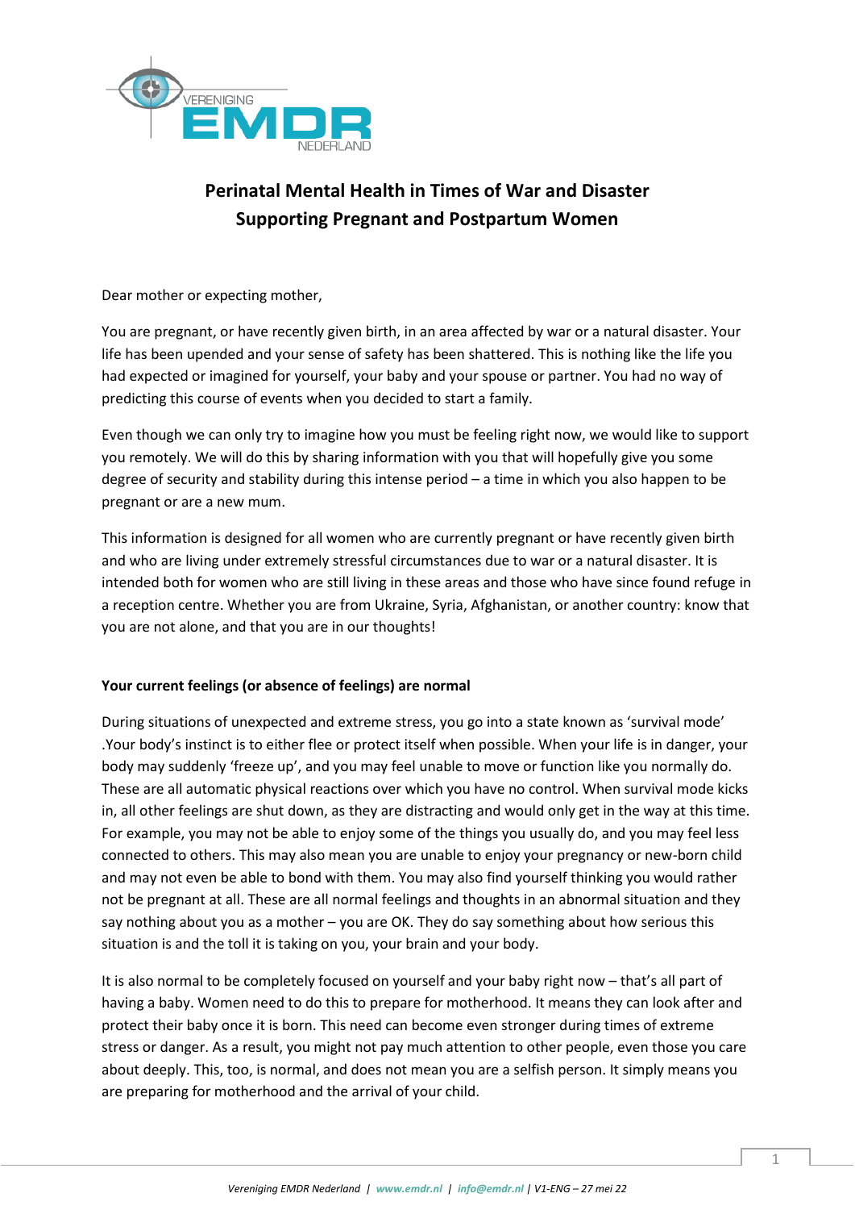# Perinatal Mental Health in Times of War and Disaster
## Supporting Pregnant and Postpartum Women

Dear mother or expecting mother,

You are pregnant, or have recently given birth, in an area affected by war or a natural disaster. Your life has been upended and your sense of safety has been shattered. This is nothing like the life you had expected or imagined for yourself, your baby and your spouse or partner. You had no way of predicting this course of events when you decided to start a family.

Even though we can only try to imagine how you must be feeling right now, we would like to support you remotely. We will do this by sharing information with you that will hopefully give you some degree of security and stability during this intense period – a time in which you also happen to be pregnant or are a new mum.

This information is designed for all women who are currently pregnant or have recently given birth and who are living under extremely stressful circumstances due to war or a natural disaster. It is intended both for women who are still living in these areas and those who have since found refuge in a reception centre. Whether you are from Ukraine, Syria, Afghanistan, or another country: know that you are not alone, and that you are in our thoughts!

**Your current feelings (or absence of feelings) are normal**

During situations of unexpected and extreme stress, you go into a state known as 'survival mode' .Your body's instinct is to either flee or protect itself when possible. When your life is in danger, your body may suddenly 'freeze up', and you may feel unable to move or function like you normally do. These are all automatic physical reactions over which you have no control. When survival mode kicks in, all other feelings are shut down, as they are distracting and would only get in the way at this time. For example, you may not be able to enjoy some of the things you usually do, and you may feel less connected to others. This may also mean you are unable to enjoy your pregnancy or new-born child and may not even be able to bond with them. You may also find yourself thinking you would rather not be pregnant at all. These are all normal feelings and thoughts in an abnormal situation and they say nothing about you as a mother – you are OK. They do say something about how serious this situation is and the toll it is taking on you, your brain and your body.

It is also normal to be completely focused on yourself and your baby right now – that's all part of having a baby. Women need to do this to prepare for motherhood. It means they can look after and protect their baby once it is born. This need can become even stronger during times of extreme stress or danger. As a result, you might not pay much attention to other people, even those you care about deeply. This, too, is normal, and does not mean you are a selfish person. It simply means you are preparing for motherhood and the arrival of your child.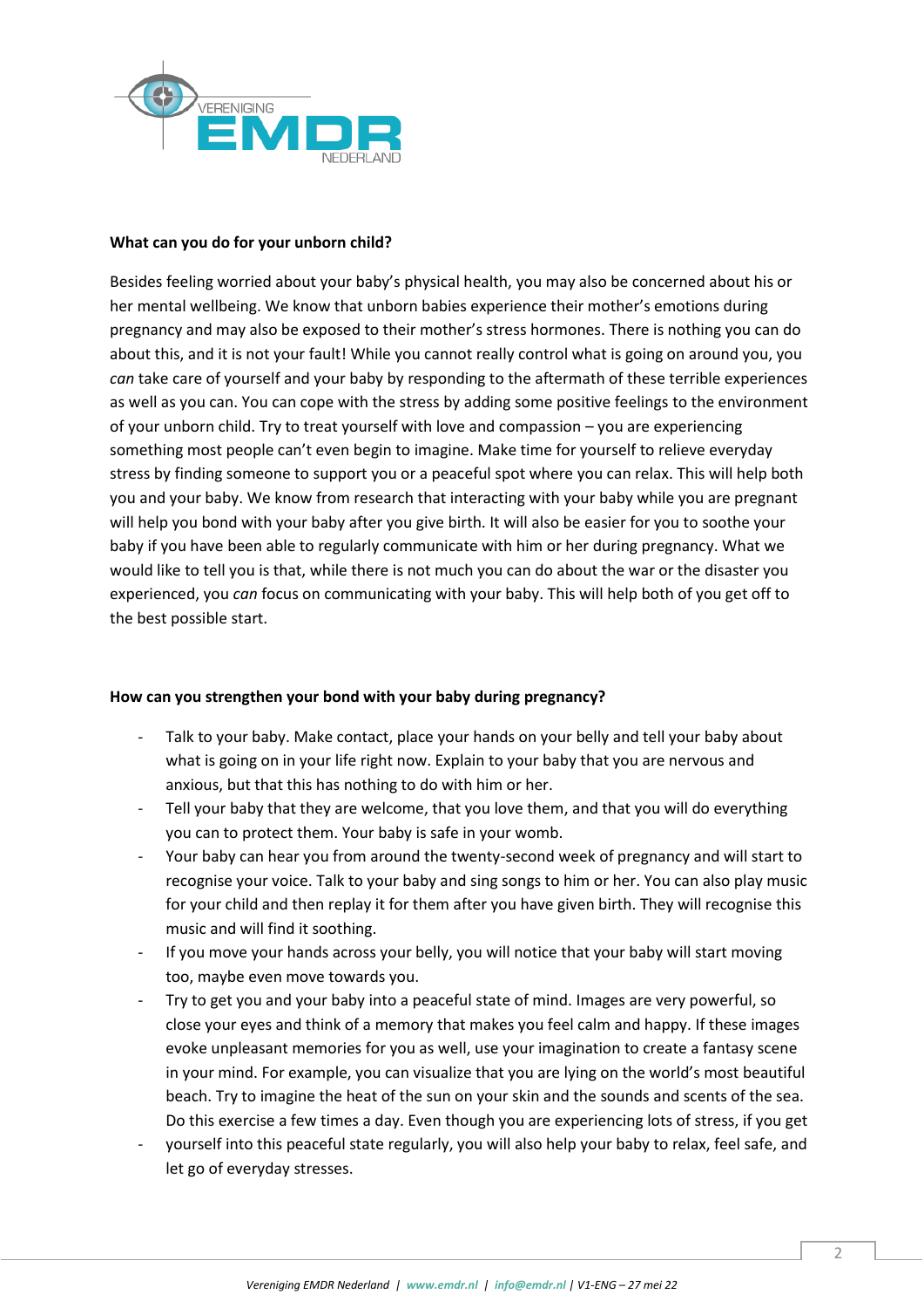**What can you do for your unborn child?**

Besides feeling worried about your baby's physical health, you may also be concerned about his or her mental wellbeing. We know that unborn babies experience their mother's emotions during pregnancy and may also be exposed to their mother's stress hormones. There is nothing you can do about this, and it is not your fault! While you cannot really control what is going on around you, you *can* take care of yourself and your baby by responding to the aftermath of these terrible experiences as well as you can. You can cope with the stress by adding some positive feelings to the environment of your unborn child. Try to treat yourself with love and compassion – you are experiencing something most people can't even begin to imagine. Make time for yourself to relieve everyday stress by finding someone to support you or a peaceful spot where you can relax. This will help both you and your baby. We know from research that interacting with your baby while you are pregnant will help you bond with your baby after you give birth. It will also be easier for you to soothe your baby if you have been able to regularly communicate with him or her during pregnancy. What we would like to tell you is that, while there is not much you can do about the war or the disaster you experienced, you *can* focus on communicating with your baby. This will help both of you get off to the best possible start.

**How can you strengthen your bond with your baby during pregnancy?**

- Talk to your baby. Make contact, place your hands on your belly and tell your baby about what is going on in your life right now. Explain to your baby that you are nervous and anxious, but that this has nothing to do with him or her.
- Tell your baby that they are welcome, that you love them, and that you will do everything you can to protect them. Your baby is safe in your womb.
- Your baby can hear you from around the twenty-second week of pregnancy and will start to recognise your voice. Talk to your baby and sing songs to him or her. You can also play music for your child and then replay it for them after you have given birth. They will recognise this music and will find it soothing.
- If you move your hands across your belly, you will notice that your baby will start moving too, maybe even move towards you.
- Try to get you and your baby into a peaceful state of mind. Images are very powerful, so close your eyes and think of a memory that makes you feel calm and happy. If these images evoke unpleasant memories for you as well, use your imagination to create a fantasy scene in your mind. For example, you can visualize that you are lying on the world's most beautiful beach. Try to imagine the heat of the sun on your skin and the sounds and scents of the sea. Do this exercise a few times a day. Even though you are experiencing lots of stress, if you get
- yourself into this peaceful state regularly, you will also help your baby to relax, feel safe, and let go of everyday stresses.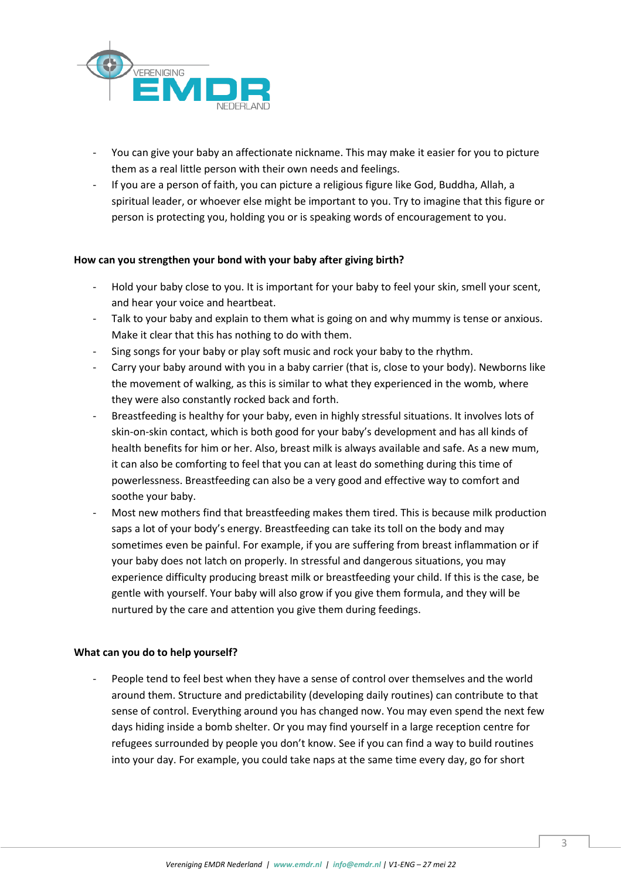- You can give your baby an affectionate nickname. This may make it easier for you to picture them as a real little person with their own needs and feelings.
- If you are a person of faith, you can picture a religious figure like God, Buddha, Allah, a spiritual leader, or whoever else might be important to you. Try to imagine that this figure or person is protecting you, holding you or is speaking words of encouragement to you.

**How can you strengthen your bond with your baby after giving birth?**

- Hold your baby close to you. It is important for your baby to feel your skin, smell your scent, and hear your voice and heartbeat.
- Talk to your baby and explain to them what is going on and why mummy is tense or anxious. Make it clear that this has nothing to do with them.
- Sing songs for your baby or play soft music and rock your baby to the rhythm.
- Carry your baby around with you in a baby carrier (that is, close to your body). Newborns like the movement of walking, as this is similar to what they experienced in the womb, where they were also constantly rocked back and forth.
- Breastfeeding is healthy for your baby, even in highly stressful situations. It involves lots of skin-on-skin contact, which is both good for your baby's development and has all kinds of health benefits for him or her. Also, breast milk is always available and safe. As a new mum, it can also be comforting to feel that you can at least do something during this time of powerlessness. Breastfeeding can also be a very good and effective way to comfort and soothe your baby.
- Most new mothers find that breastfeeding makes them tired. This is because milk production saps a lot of your body's energy. Breastfeeding can take its toll on the body and may sometimes even be painful. For example, if you are suffering from breast inflammation or if your baby does not latch on properly. In stressful and dangerous situations, you may experience difficulty producing breast milk or breastfeeding your child. If this is the case, be gentle with yourself. Your baby will also grow if you give them formula, and they will be nurtured by the care and attention you give them during feedings.

**What can you do to help yourself?**

- People tend to feel best when they have a sense of control over themselves and the world around them. Structure and predictability (developing daily routines) can contribute to that sense of control. Everything around you has changed now. You may even spend the next few days hiding inside a bomb shelter. Or you may find yourself in a large reception centre for refugees surrounded by people you don't know. See if you can find a way to build routines into your day. For example, you could take naps at the same time every day, go for short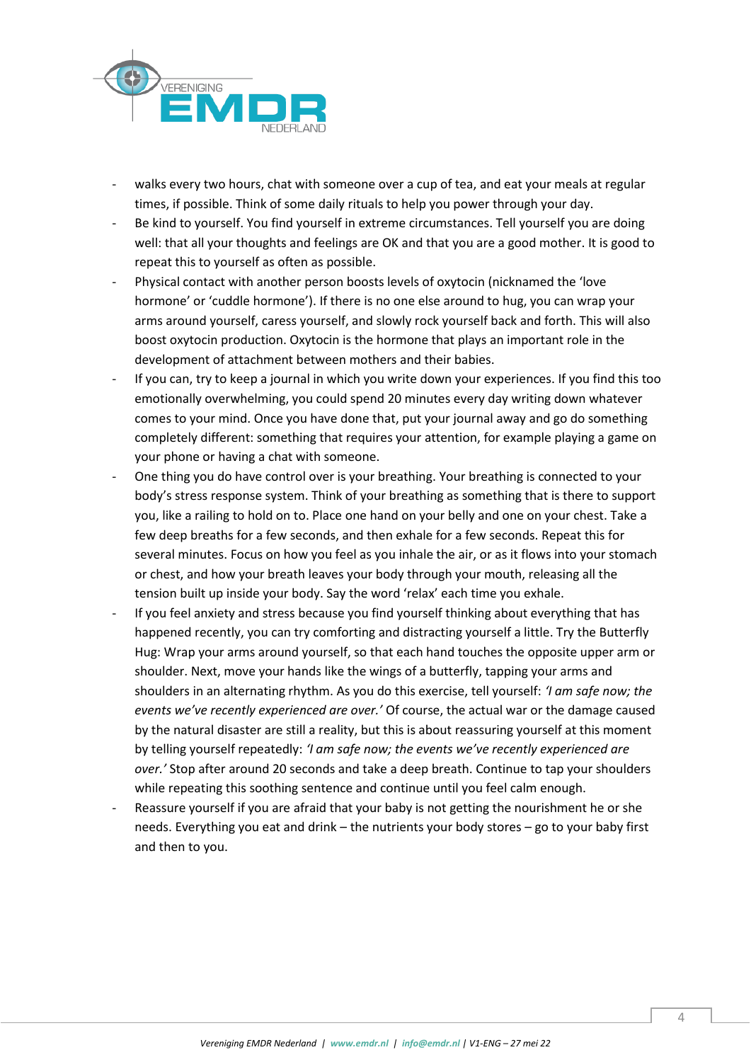- walks every two hours, chat with someone over a cup of tea, and eat your meals at regular times, if possible. Think of some daily rituals to help you power through your day.
- Be kind to yourself. You find yourself in extreme circumstances. Tell yourself you are doing well: that all your thoughts and feelings are OK and that you are a good mother. It is good to repeat this to yourself as often as possible.
- Physical contact with another person boosts levels of oxytocin (nicknamed the 'love hormone' or 'cuddle hormone'). If there is no one else around to hug, you can wrap your arms around yourself, caress yourself, and slowly rock yourself back and forth. This will also boost oxytocin production. Oxytocin is the hormone that plays an important role in the development of attachment between mothers and their babies.
- If you can, try to keep a journal in which you write down your experiences. If you find this too emotionally overwhelming, you could spend 20 minutes every day writing down whatever comes to your mind. Once you have done that, put your journal away and go do something completely different: something that requires your attention, for example playing a game on your phone or having a chat with someone.
- One thing you do have control over is your breathing. Your breathing is connected to your body's stress response system. Think of your breathing as something that is there to support you, like a railing to hold on to. Place one hand on your belly and one on your chest. Take a few deep breaths for a few seconds, and then exhale for a few seconds. Repeat this for several minutes. Focus on how you feel as you inhale the air, or as it flows into your stomach or chest, and how your breath leaves your body through your mouth, releasing all the tension built up inside your body. Say the word 'relax' each time you exhale.
- If you feel anxiety and stress because you find yourself thinking about everything that has happened recently, you can try comforting and distracting yourself a little. Try the Butterfly Hug: Wrap your arms around yourself, so that each hand touches the opposite upper arm or shoulder. Next, move your hands like the wings of a butterfly, tapping your arms and shoulders in an alternating rhythm. As you do this exercise, tell yourself: *'I am safe now; the events we've recently experienced are over.'* Of course, the actual war or the damage caused by the natural disaster are still a reality, but this is about reassuring yourself at this moment by telling yourself repeatedly: *'I am safe now; the events we've recently experienced are over.'* Stop after around 20 seconds and take a deep breath. Continue to tap your shoulders while repeating this soothing sentence and continue until you feel calm enough.
- Reassure yourself if you are afraid that your baby is not getting the nourishment he or she needs. Everything you eat and drink – the nutrients your body stores – go to your baby first and then to you.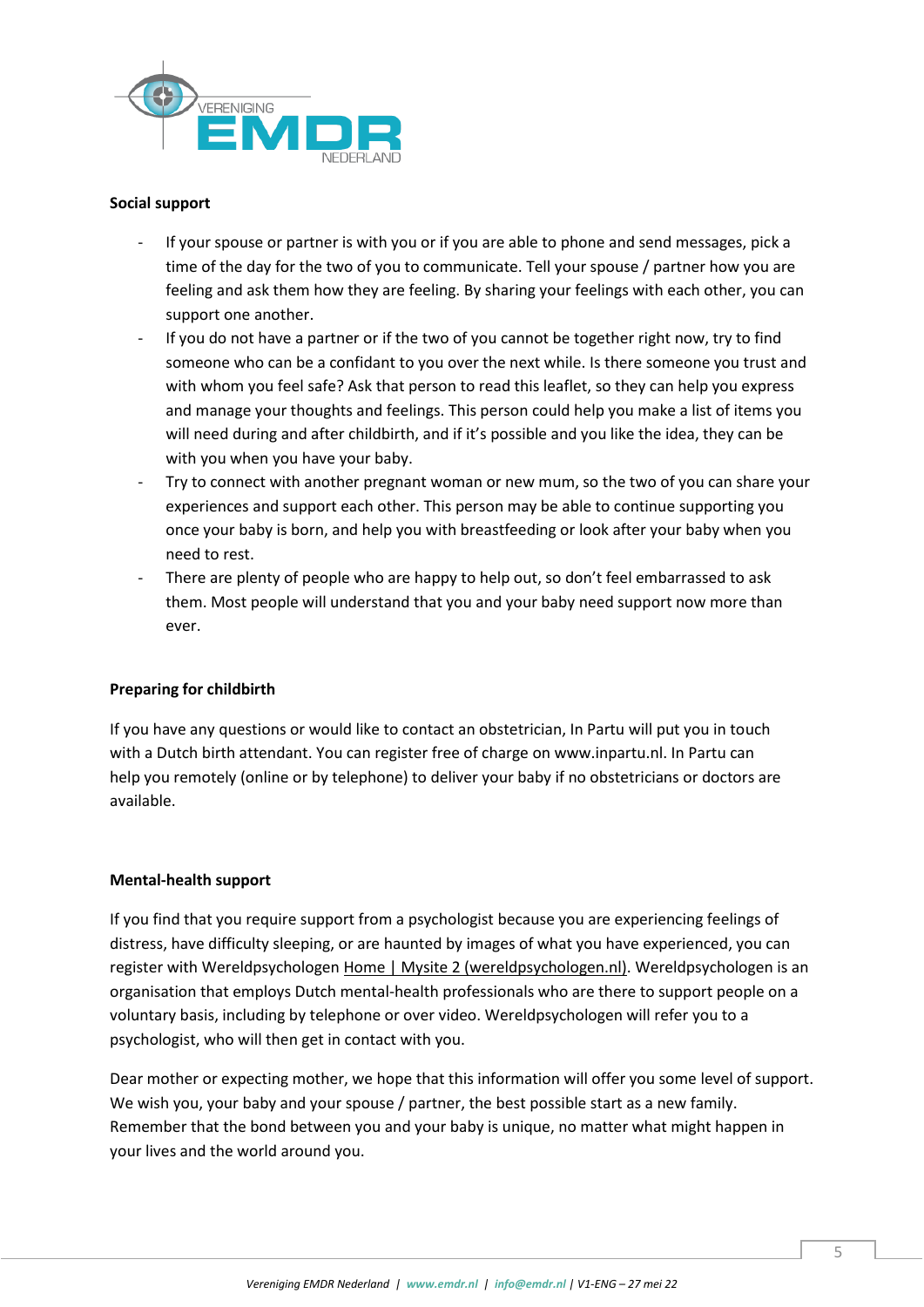**Social support**

- If your spouse or partner is with you or if you are able to phone and send messages, pick a time of the day for the two of you to communicate. Tell your spouse / partner how you are feeling and ask them how they are feeling. By sharing your feelings with each other, you can support one another.
- If you do not have a partner or if the two of you cannot be together right now, try to find someone who can be a confidant to you over the next while. Is there someone you trust and with whom you feel safe? Ask that person to read this leaflet, so they can help you express and manage your thoughts and feelings. This person could help you make a list of items you will need during and after childbirth, and if it's possible and you like the idea, they can be with you when you have your baby.
- Try to connect with another pregnant woman or new mum, so the two of you can share your experiences and support each other. This person may be able to continue supporting you once your baby is born, and help you with breastfeeding or look after your baby when you need to rest.
- There are plenty of people who are happy to help out, so don't feel embarrassed to ask them. Most people will understand that you and your baby need support now more than ever.

**Preparing for childbirth**

If you have any questions or would like to contact an obstetrician, In Partu will put you in touch with a Dutch birth attendant. You can register free of charge on www.inpartu.nl. In Partu can help you remotely (online or by telephone) to deliver your baby if no obstetricians or doctors are available.

**Mental-health support**

If you find that you require support from a psychologist because you are experiencing feelings of distress, have difficulty sleeping, or are haunted by images of what you have experienced, you can register with Wereldpsychologen Home | Mysite 2 (wereldpsychologen.nl). Wereldpsychologen is an organisation that employs Dutch mental-health professionals who are there to support people on a voluntary basis, including by telephone or over video. Wereldpsychologen will refer you to a psychologist, who will then get in contact with you.

Dear mother or expecting mother, we hope that this information will offer you some level of support. We wish you, your baby and your spouse / partner, the best possible start as a new family. Remember that the bond between you and your baby is unique, no matter what might happen in your lives and the world around you.